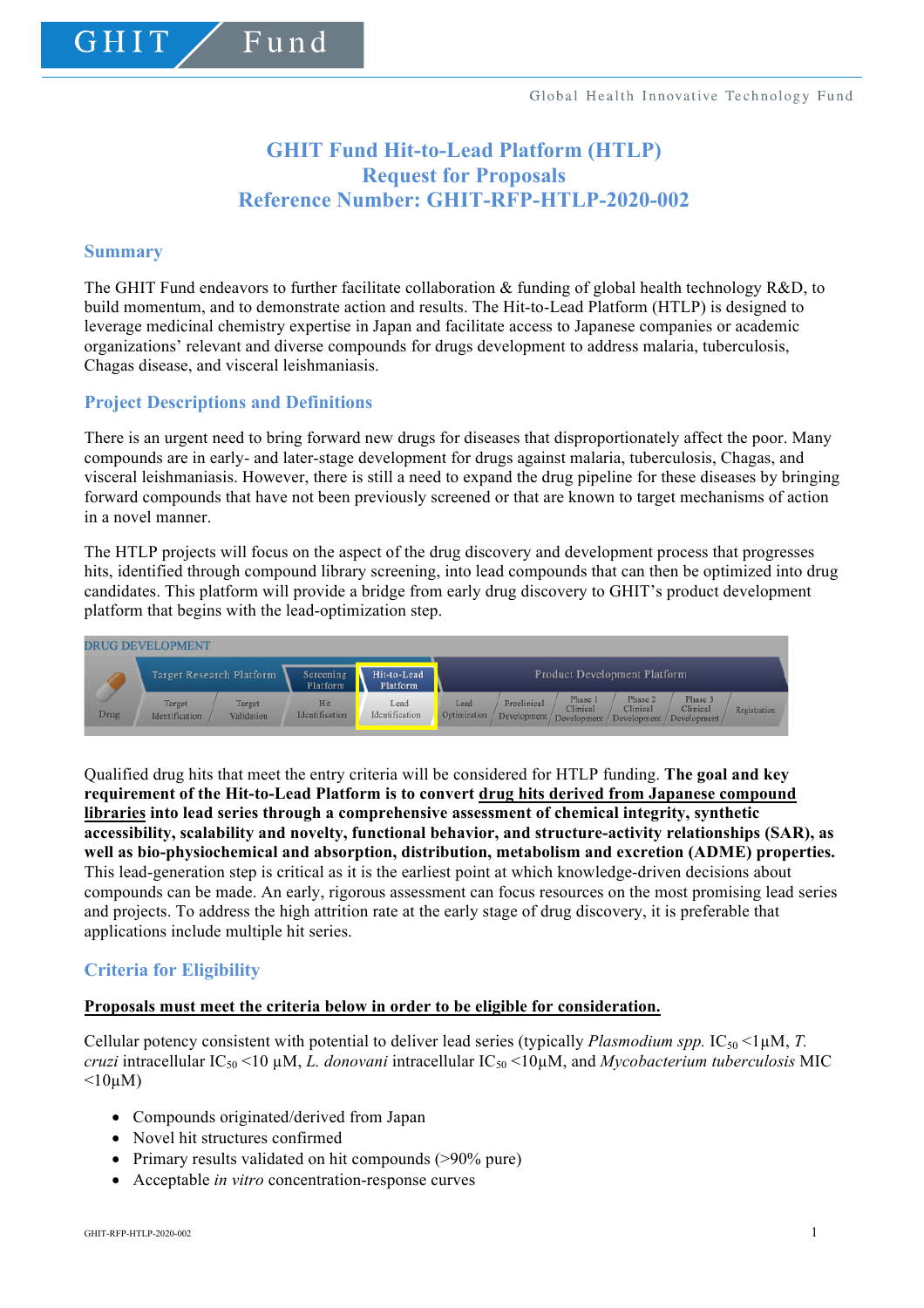# GHIT Fund Hit-to-Lead Platform (HTLP)
# Request for Proposals
# Reference Number: GHIT-RFP-HTLP-2020-002

## Summary

The GHIT Fund endeavors to further facilitate collaboration & funding of global health technology R&D, to build momentum, and to demonstrate action and results. The Hit-to-Lead Platform (HTLP) is designed to leverage medicinal chemistry expertise in Japan and facilitate access to Japanese companies or academic organizations' relevant and diverse compounds for drugs development to address malaria, tuberculosis, Chagas disease, and visceral leishmaniasis.

## Project Descriptions and Definitions

There is an urgent need to bring forward new drugs for diseases that disproportionately affect the poor. Many compounds are in early- and later-stage development for drugs against malaria, tuberculosis, Chagas, and visceral leishmaniasis. However, there is still a need to expand the drug pipeline for these diseases by bringing forward compounds that have not been previously screened or that are known to target mechanisms of action in a novel manner.

The HTLP projects will focus on the aspect of the drug discovery and development process that progresses hits, identified through compound library screening, into lead compounds that can then be optimized into drug candidates. This platform will provide a bridge from early drug discovery to GHIT's product development platform that begins with the lead-optimization step.

DRUG DEVELOPMENT

| | Target Research Platform | | Screening Platform | Hit-to-Lead Platform | Product Development Platform | | | | | |
|---|---|---|---|---|---|---|---|---|---|---|
| Drug | Target Identification | Target Validation | Hit Identification | Lead Identification | Lead Optimization | Preclinical Development | Phase 1 Clinical Development | Phase 2 Clinical Development | Phase 3 Clinical Development | Registration |

Qualified drug hits that meet the entry criteria will be considered for HTLP funding. **The goal and key requirement of the Hit-to-Lead Platform is to convert <u>drug hits derived from Japanese compound libraries</u> into lead series through a comprehensive assessment of chemical integrity, synthetic accessibility, scalability and novelty, functional behavior, and structure-activity relationships (SAR), as well as bio-physiochemical and absorption, distribution, metabolism and excretion (ADME) properties.** This lead-generation step is critical as it is the earliest point at which knowledge-driven decisions about compounds can be made. An early, rigorous assessment can focus resources on the most promising lead series and projects. To address the high attrition rate at the early stage of drug discovery, it is preferable that applications include multiple hit series.

## Criteria for Eligibility

**<u>Proposals must meet the criteria below in order to be eligible for consideration.</u>**

Cellular potency consistent with potential to deliver lead series (typically *Plasmodium spp.* $IC_{50}$ <1µM, *T. cruzi* intracellular $IC_{50}$ <10 µM, *L. donovani* intracellular $IC_{50}$ <10µM, and *Mycobacterium tuberculosis* MIC <10µM)

- Compounds originated/derived from Japan
- Novel hit structures confirmed
- Primary results validated on hit compounds (>90% pure)
- Acceptable *in vitro* concentration-response curves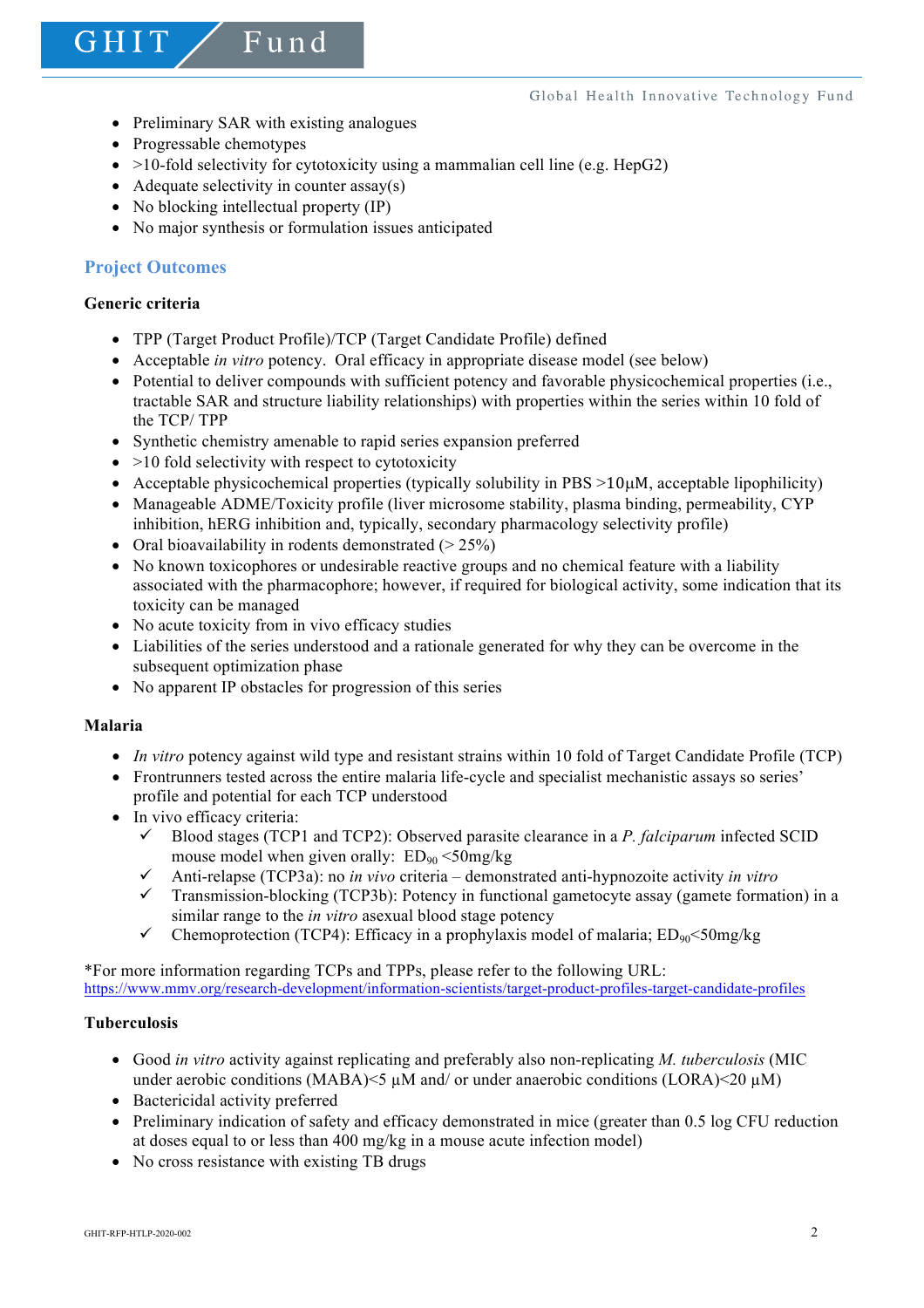- Preliminary SAR with existing analogues
- Progressable chemotypes
- >10-fold selectivity for cytotoxicity using a mammalian cell line (e.g. HepG2)
- Adequate selectivity in counter assay(s)
- No blocking intellectual property (IP)
- No major synthesis or formulation issues anticipated

## Project Outcomes

**Generic criteria**

- TPP (Target Product Profile)/TCP (Target Candidate Profile) defined
- Acceptable *in vitro* potency. Oral efficacy in appropriate disease model (see below)
- Potential to deliver compounds with sufficient potency and favorable physicochemical properties (i.e., tractable SAR and structure liability relationships) with properties within the series within 10 fold of the TCP/ TPP
- Synthetic chemistry amenable to rapid series expansion preferred
- >10 fold selectivity with respect to cytotoxicity
- Acceptable physicochemical properties (typically solubility in PBS >10μM, acceptable lipophilicity)
- Manageable ADME/Toxicity profile (liver microsome stability, plasma binding, permeability, CYP inhibition, hERG inhibition and, typically, secondary pharmacology selectivity profile)
- Oral bioavailability in rodents demonstrated (> 25%)
- No known toxicophores or undesirable reactive groups and no chemical feature with a liability associated with the pharmacophore; however, if required for biological activity, some indication that its toxicity can be managed
- No acute toxicity from in vivo efficacy studies
- Liabilities of the series understood and a rationale generated for why they can be overcome in the subsequent optimization phase
- No apparent IP obstacles for progression of this series

**Malaria**

- *In vitro* potency against wild type and resistant strains within 10 fold of Target Candidate Profile (TCP)
- Frontrunners tested across the entire malaria life-cycle and specialist mechanistic assays so series' profile and potential for each TCP understood
- In vivo efficacy criteria:
  - ✓ Blood stages (TCP1 and TCP2): Observed parasite clearance in a *P. falciparum* infected SCID mouse model when given orally: $ED_{90}$ <50mg/kg
  - ✓ Anti-relapse (TCP3a): no *in vivo* criteria – demonstrated anti-hypnozoite activity *in vitro*
  - ✓ Transmission-blocking (TCP3b): Potency in functional gametocyte assay (gamete formation) in a similar range to the *in vitro* asexual blood stage potency
  - ✓ Chemoprotection (TCP4): Efficacy in a prophylaxis model of malaria; $ED_{90}$<50mg/kg

*For more information regarding TCPs and TPPs, please refer to the following URL:
https://www.mmv.org/research-development/information-scientists/target-product-profiles-target-candidate-profiles

**Tuberculosis**

- Good *in vitro* activity against replicating and preferably also non-replicating *M. tuberculosis* (MIC under aerobic conditions (MABA)<5 μM and/ or under anaerobic conditions (LORA)<20 μM)
- Bactericidal activity preferred
- Preliminary indication of safety and efficacy demonstrated in mice (greater than 0.5 log CFU reduction at doses equal to or less than 400 mg/kg in a mouse acute infection model)
- No cross resistance with existing TB drugs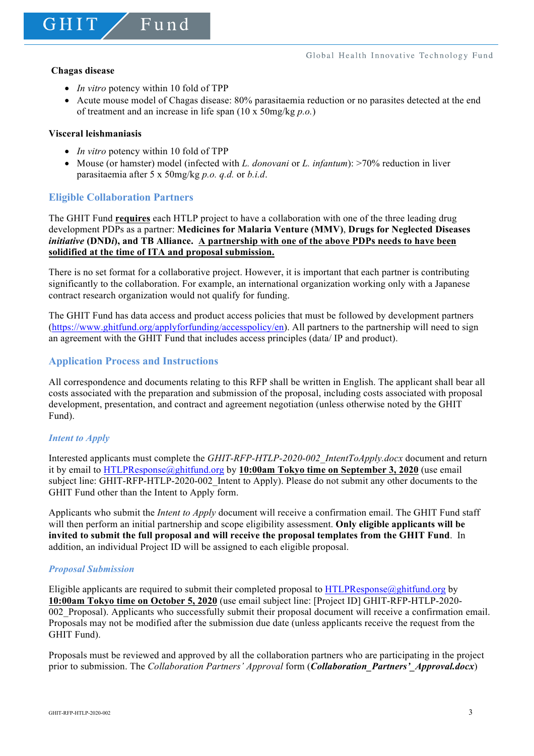**Chagas disease**

- *In vitro* potency within 10 fold of TPP
- Acute mouse model of Chagas disease: 80% parasitaemia reduction or no parasites detected at the end of treatment and an increase in life span (10 x 50mg/kg *p.o.*)

**Visceral leishmaniasis**

- *In vitro* potency within 10 fold of TPP
- Mouse (or hamster) model (infected with *L. donovani* or *L. infantum*): >70% reduction in liver parasitaemia after 5 x 50mg/kg *p.o. q.d.* or *b.i.d.*

## Eligible Collaboration Partners

The GHIT Fund **requires** each HTLP project to have a collaboration with one of the three leading drug development PDPs as a partner: **Medicines for Malaria Venture (MMV)**, **Drugs for Neglected Diseases** ***initiative*** **(DND*i*), and TB Alliance. A partnership with one of the above PDPs needs to have been solidified at the time of ITA and proposal submission.**

There is no set format for a collaborative project. However, it is important that each partner is contributing significantly to the collaboration. For example, an international organization working only with a Japanese contract research organization would not qualify for funding.

The GHIT Fund has data access and product access policies that must be followed by development partners (https://www.ghitfund.org/applyforfunding/accesspolicy/en). All partners to the partnership will need to sign an agreement with the GHIT Fund that includes access principles (data/ IP and product).

## Application Process and Instructions

All correspondence and documents relating to this RFP shall be written in English. The applicant shall bear all costs associated with the preparation and submission of the proposal, including costs associated with proposal development, presentation, and contract and agreement negotiation (unless otherwise noted by the GHIT Fund).

### *Intent to Apply*

Interested applicants must complete the *GHIT-RFP-HTLP-2020-002_IntentToApply.docx* document and return it by email to HTLPResponse@ghitfund.org by **10:00am Tokyo time on September 3, 2020** (use email subject line: GHIT-RFP-HTLP-2020-002_Intent to Apply). Please do not submit any other documents to the GHIT Fund other than the Intent to Apply form.

Applicants who submit the *Intent to Apply* document will receive a confirmation email. The GHIT Fund staff will then perform an initial partnership and scope eligibility assessment. **Only eligible applicants will be invited to submit the full proposal and will receive the proposal templates from the GHIT Fund**. In addition, an individual Project ID will be assigned to each eligible proposal.

### *Proposal Submission*

Eligible applicants are required to submit their completed proposal to HTLPResponse@ghitfund.org by **10:00am Tokyo time on October 5, 2020** (use email subject line: [Project ID] GHIT-RFP-HTLP-2020-002_Proposal). Applicants who successfully submit their proposal document will receive a confirmation email. Proposals may not be modified after the submission due date (unless applicants receive the request from the GHIT Fund).

Proposals must be reviewed and approved by all the collaboration partners who are participating in the project prior to submission. The *Collaboration Partners' Approval* form (***Collaboration_Partners'_Approval.docx***)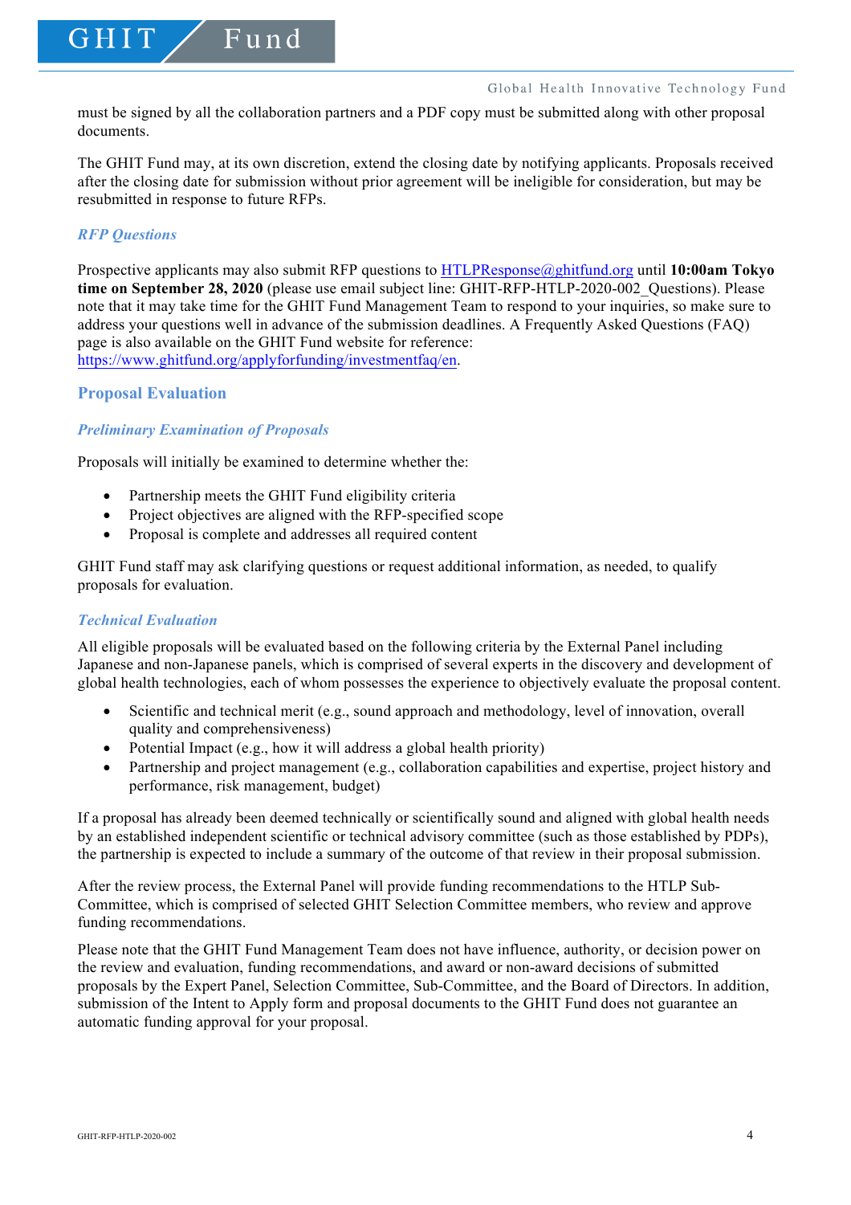must be signed by all the collaboration partners and a PDF copy must be submitted along with other proposal documents.

The GHIT Fund may, at its own discretion, extend the closing date by notifying applicants. Proposals received after the closing date for submission without prior agreement will be ineligible for consideration, but may be resubmitted in response to future RFPs.

### *RFP Questions*

Prospective applicants may also submit RFP questions to HTLPResponse@ghitfund.org until **10:00am Tokyo time on September 28, 2020** (please use email subject line: GHIT-RFP-HTLP-2020-002_Questions). Please note that it may take time for the GHIT Fund Management Team to respond to your inquiries, so make sure to address your questions well in advance of the submission deadlines. A Frequently Asked Questions (FAQ) page is also available on the GHIT Fund website for reference: https://www.ghitfund.org/applyforfunding/investmentfaq/en.

## Proposal Evaluation

### *Preliminary Examination of Proposals*

Proposals will initially be examined to determine whether the:

- Partnership meets the GHIT Fund eligibility criteria
- Project objectives are aligned with the RFP-specified scope
- Proposal is complete and addresses all required content

GHIT Fund staff may ask clarifying questions or request additional information, as needed, to qualify proposals for evaluation.

### *Technical Evaluation*

All eligible proposals will be evaluated based on the following criteria by the External Panel including Japanese and non-Japanese panels, which is comprised of several experts in the discovery and development of global health technologies, each of whom possesses the experience to objectively evaluate the proposal content.

- Scientific and technical merit (e.g., sound approach and methodology, level of innovation, overall quality and comprehensiveness)
- Potential Impact (e.g., how it will address a global health priority)
- Partnership and project management (e.g., collaboration capabilities and expertise, project history and performance, risk management, budget)

If a proposal has already been deemed technically or scientifically sound and aligned with global health needs by an established independent scientific or technical advisory committee (such as those established by PDPs), the partnership is expected to include a summary of the outcome of that review in their proposal submission.

After the review process, the External Panel will provide funding recommendations to the HTLP Sub-Committee, which is comprised of selected GHIT Selection Committee members, who review and approve funding recommendations.

Please note that the GHIT Fund Management Team does not have influence, authority, or decision power on the review and evaluation, funding recommendations, and award or non-award decisions of submitted proposals by the Expert Panel, Selection Committee, Sub-Committee, and the Board of Directors. In addition, submission of the Intent to Apply form and proposal documents to the GHIT Fund does not guarantee an automatic funding approval for your proposal.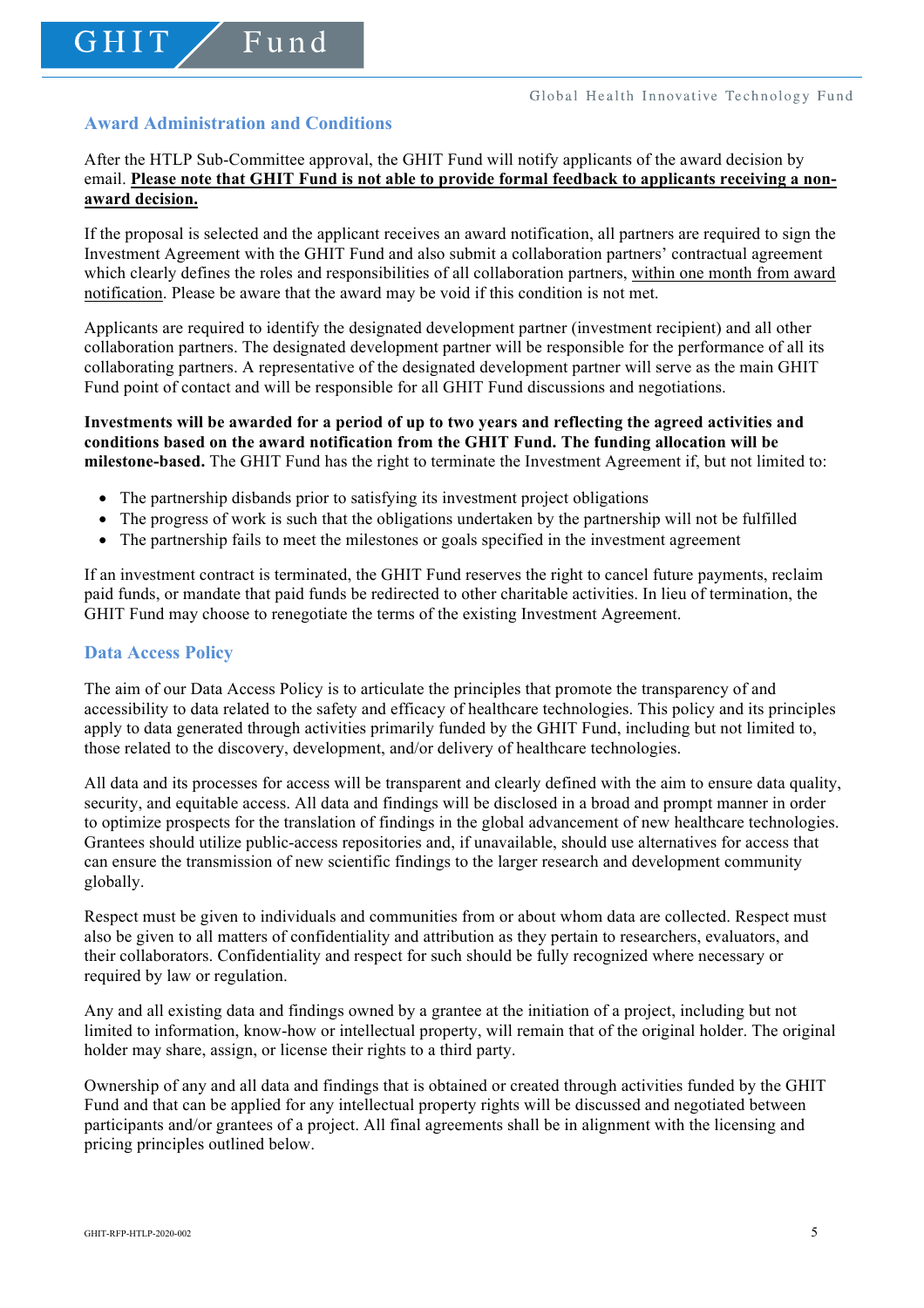## Award Administration and Conditions

After the HTLP Sub-Committee approval, the GHIT Fund will notify applicants of the award decision by email. **Please note that GHIT Fund is not able to provide formal feedback to applicants receiving a non-award decision.**

If the proposal is selected and the applicant receives an award notification, all partners are required to sign the Investment Agreement with the GHIT Fund and also submit a collaboration partners' contractual agreement which clearly defines the roles and responsibilities of all collaboration partners, within one month from award notification. Please be aware that the award may be void if this condition is not met.

Applicants are required to identify the designated development partner (investment recipient) and all other collaboration partners. The designated development partner will be responsible for the performance of all its collaborating partners. A representative of the designated development partner will serve as the main GHIT Fund point of contact and will be responsible for all GHIT Fund discussions and negotiations.

**Investments will be awarded for a period of up to two years and reflecting the agreed activities and conditions based on the award notification from the GHIT Fund. The funding allocation will be milestone-based.** The GHIT Fund has the right to terminate the Investment Agreement if, but not limited to:

- The partnership disbands prior to satisfying its investment project obligations
- The progress of work is such that the obligations undertaken by the partnership will not be fulfilled
- The partnership fails to meet the milestones or goals specified in the investment agreement

If an investment contract is terminated, the GHIT Fund reserves the right to cancel future payments, reclaim paid funds, or mandate that paid funds be redirected to other charitable activities. In lieu of termination, the GHIT Fund may choose to renegotiate the terms of the existing Investment Agreement.

## Data Access Policy

The aim of our Data Access Policy is to articulate the principles that promote the transparency of and accessibility to data related to the safety and efficacy of healthcare technologies. This policy and its principles apply to data generated through activities primarily funded by the GHIT Fund, including but not limited to, those related to the discovery, development, and/or delivery of healthcare technologies.

All data and its processes for access will be transparent and clearly defined with the aim to ensure data quality, security, and equitable access. All data and findings will be disclosed in a broad and prompt manner in order to optimize prospects for the translation of findings in the global advancement of new healthcare technologies. Grantees should utilize public-access repositories and, if unavailable, should use alternatives for access that can ensure the transmission of new scientific findings to the larger research and development community globally.

Respect must be given to individuals and communities from or about whom data are collected. Respect must also be given to all matters of confidentiality and attribution as they pertain to researchers, evaluators, and their collaborators. Confidentiality and respect for such should be fully recognized where necessary or required by law or regulation.

Any and all existing data and findings owned by a grantee at the initiation of a project, including but not limited to information, know-how or intellectual property, will remain that of the original holder. The original holder may share, assign, or license their rights to a third party.

Ownership of any and all data and findings that is obtained or created through activities funded by the GHIT Fund and that can be applied for any intellectual property rights will be discussed and negotiated between participants and/or grantees of a project. All final agreements shall be in alignment with the licensing and pricing principles outlined below.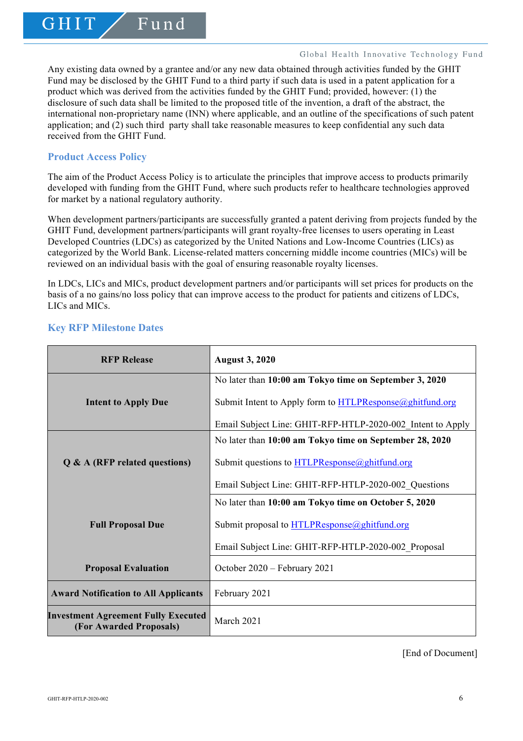Any existing data owned by a grantee and/or any new data obtained through activities funded by the GHIT Fund may be disclosed by the GHIT Fund to a third party if such data is used in a patent application for a product which was derived from the activities funded by the GHIT Fund; provided, however: (1) the disclosure of such data shall be limited to the proposed title of the invention, a draft of the abstract, the international non-proprietary name (INN) where applicable, and an outline of the specifications of such patent application; and (2) such third party shall take reasonable measures to keep confidential any such data received from the GHIT Fund.

## Product Access Policy

The aim of the Product Access Policy is to articulate the principles that improve access to products primarily developed with funding from the GHIT Fund, where such products refer to healthcare technologies approved for market by a national regulatory authority.

When development partners/participants are successfully granted a patent deriving from projects funded by the GHIT Fund, development partners/participants will grant royalty-free licenses to users operating in Least Developed Countries (LDCs) as categorized by the United Nations and Low-Income Countries (LICs) as categorized by the World Bank. License-related matters concerning middle income countries (MICs) will be reviewed on an individual basis with the goal of ensuring reasonable royalty licenses.

In LDCs, LICs and MICs, product development partners and/or participants will set prices for products on the basis of a no gains/no loss policy that can improve access to the product for patients and citizens of LDCs, LICs and MICs.

## Key RFP Milestone Dates

| | |
|---|---|
| **RFP Release** | **August 3, 2020** |
| **Intent to Apply Due** | No later than **10:00 am Tokyo time on September 3, 2020**<br><br>Submit Intent to Apply form to HTLPResponse@ghitfund.org<br><br>Email Subject Line: GHIT-RFP-HTLP-2020-002_Intent to Apply |
| **Q & A (RFP related questions)** | No later than **10:00 am Tokyo time on September 28, 2020**<br><br>Submit questions to HTLPResponse@ghitfund.org<br><br>Email Subject Line: GHIT-RFP-HTLP-2020-002_Questions |
| **Full Proposal Due** | No later than **10:00 am Tokyo time on October 5, 2020**<br><br>Submit proposal to HTLPResponse@ghitfund.org<br><br>Email Subject Line: GHIT-RFP-HTLP-2020-002_Proposal |
| **Proposal Evaluation** | October 2020 – February 2021 |
| **Award Notification to All Applicants** | February 2021 |
| **Investment Agreement Fully Executed (For Awarded Proposals)** | March 2021 |

[End of Document]